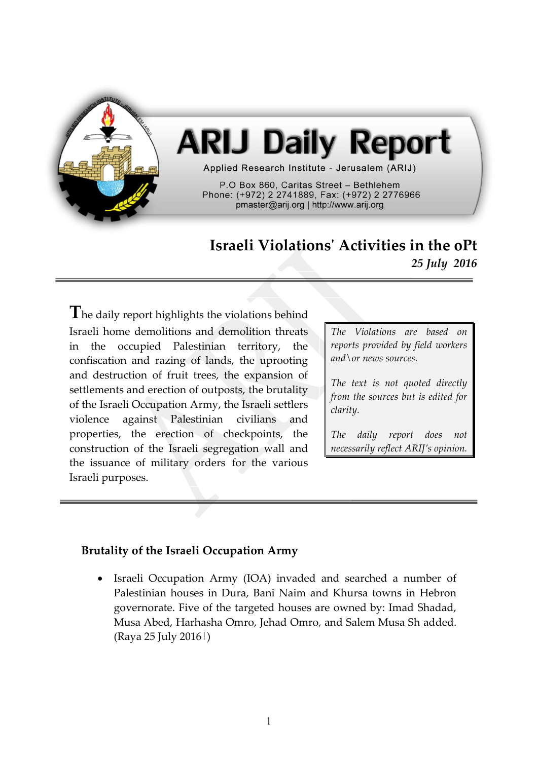# ARIJ Daily Report

Applied Research Institute - Jerusalem (ARIJ)

P.O Box 860, Caritas Street – Bethlehem
Phone: (+972) 2 2741889, Fax: (+972) 2 2776966
pmaster@arij.org | http://www.arij.org

## Israeli Violations' Activities in the oPt

***25 July 2016***

---

The daily report highlights the violations behind Israeli home demolitions and demolition threats in the occupied Palestinian territory, the confiscation and razing of lands, the uprooting and destruction of fruit trees, the expansion of settlements and erection of outposts, the brutality of the Israeli Occupation Army, the Israeli settlers violence against Palestinian civilians and properties, the erection of checkpoints, the construction of the Israeli segregation wall and the issuance of military orders for the various Israeli purposes.

*The Violations are based on reports provided by field workers and\or news sources.*

*The text is not quoted directly from the sources but is edited for clarity.*

*The daily report does not necessarily reflect ARIJ's opinion.*

---

### Brutality of the Israeli Occupation Army

- Israeli Occupation Army (IOA) invaded and searched a number of Palestinian houses in Dura, Bani Naim and Khursa towns in Hebron governorate. Five of the targeted houses are owned by: Imad Shadad, Musa Abed, Harhasha Omro, Jehad Omro, and Salem Musa Sh added. (Raya 25 July 2016|)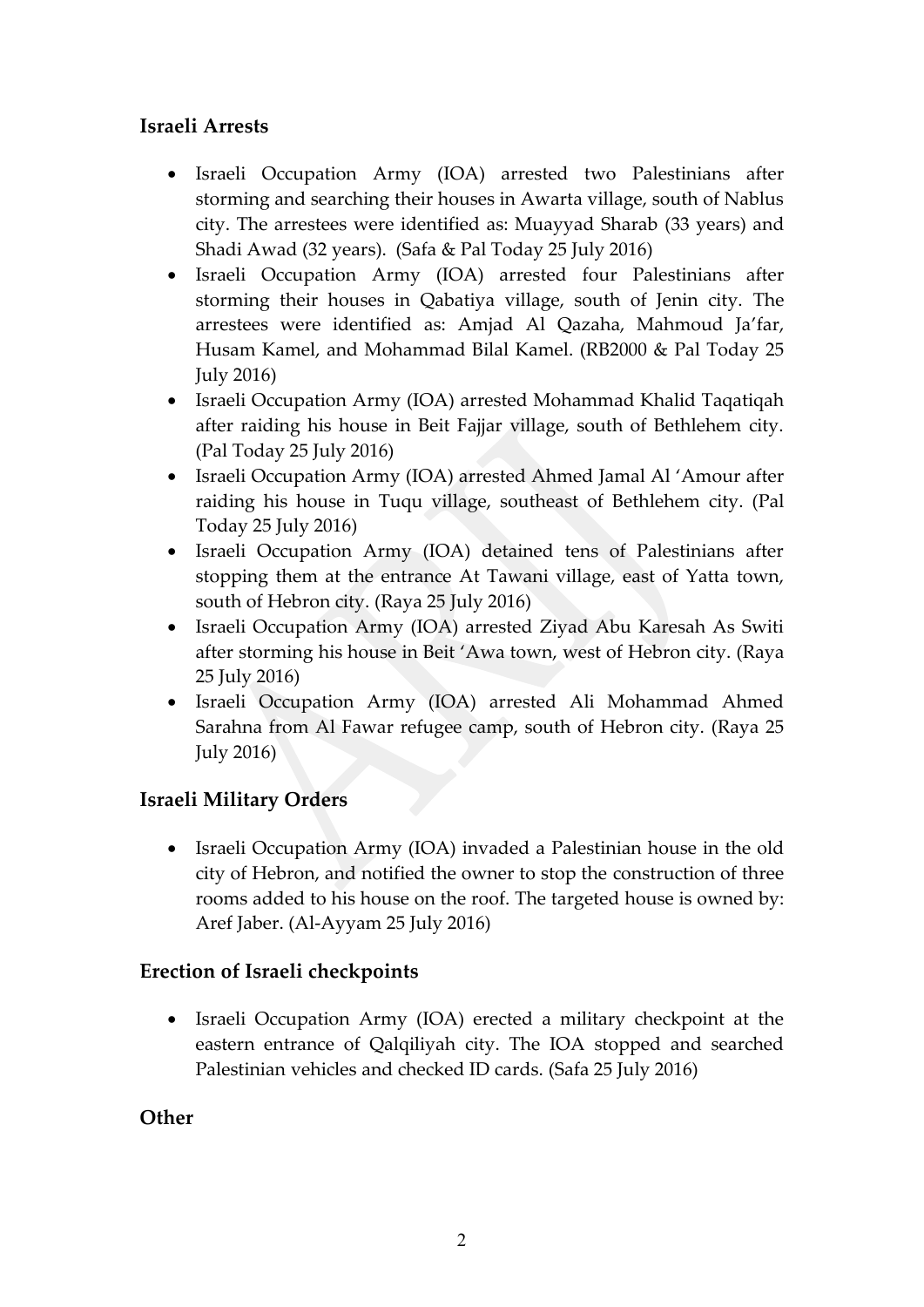## Israeli Arrests

- Israeli Occupation Army (IOA) arrested two Palestinians after storming and searching their houses in Awarta village, south of Nablus city. The arrestees were identified as: Muayyad Sharab (33 years) and Shadi Awad (32 years). (Safa & Pal Today 25 July 2016)
- Israeli Occupation Army (IOA) arrested four Palestinians after storming their houses in Qabatiya village, south of Jenin city. The arrestees were identified as: Amjad Al Qazaha, Mahmoud Ja'far, Husam Kamel, and Mohammad Bilal Kamel. (RB2000 & Pal Today 25 July 2016)
- Israeli Occupation Army (IOA) arrested Mohammad Khalid Taqatiqah after raiding his house in Beit Fajjar village, south of Bethlehem city. (Pal Today 25 July 2016)
- Israeli Occupation Army (IOA) arrested Ahmed Jamal Al 'Amour after raiding his house in Tuqu village, southeast of Bethlehem city. (Pal Today 25 July 2016)
- Israeli Occupation Army (IOA) detained tens of Palestinians after stopping them at the entrance At Tawani village, east of Yatta town, south of Hebron city. (Raya 25 July 2016)
- Israeli Occupation Army (IOA) arrested Ziyad Abu Karesah As Switi after storming his house in Beit 'Awa town, west of Hebron city. (Raya 25 July 2016)
- Israeli Occupation Army (IOA) arrested Ali Mohammad Ahmed Sarahna from Al Fawar refugee camp, south of Hebron city. (Raya 25 July 2016)

## Israeli Military Orders

- Israeli Occupation Army (IOA) invaded a Palestinian house in the old city of Hebron, and notified the owner to stop the construction of three rooms added to his house on the roof. The targeted house is owned by: Aref Jaber. (Al-Ayyam 25 July 2016)

## Erection of Israeli checkpoints

- Israeli Occupation Army (IOA) erected a military checkpoint at the eastern entrance of Qalqiliyah city. The IOA stopped and searched Palestinian vehicles and checked ID cards. (Safa 25 July 2016)

## Other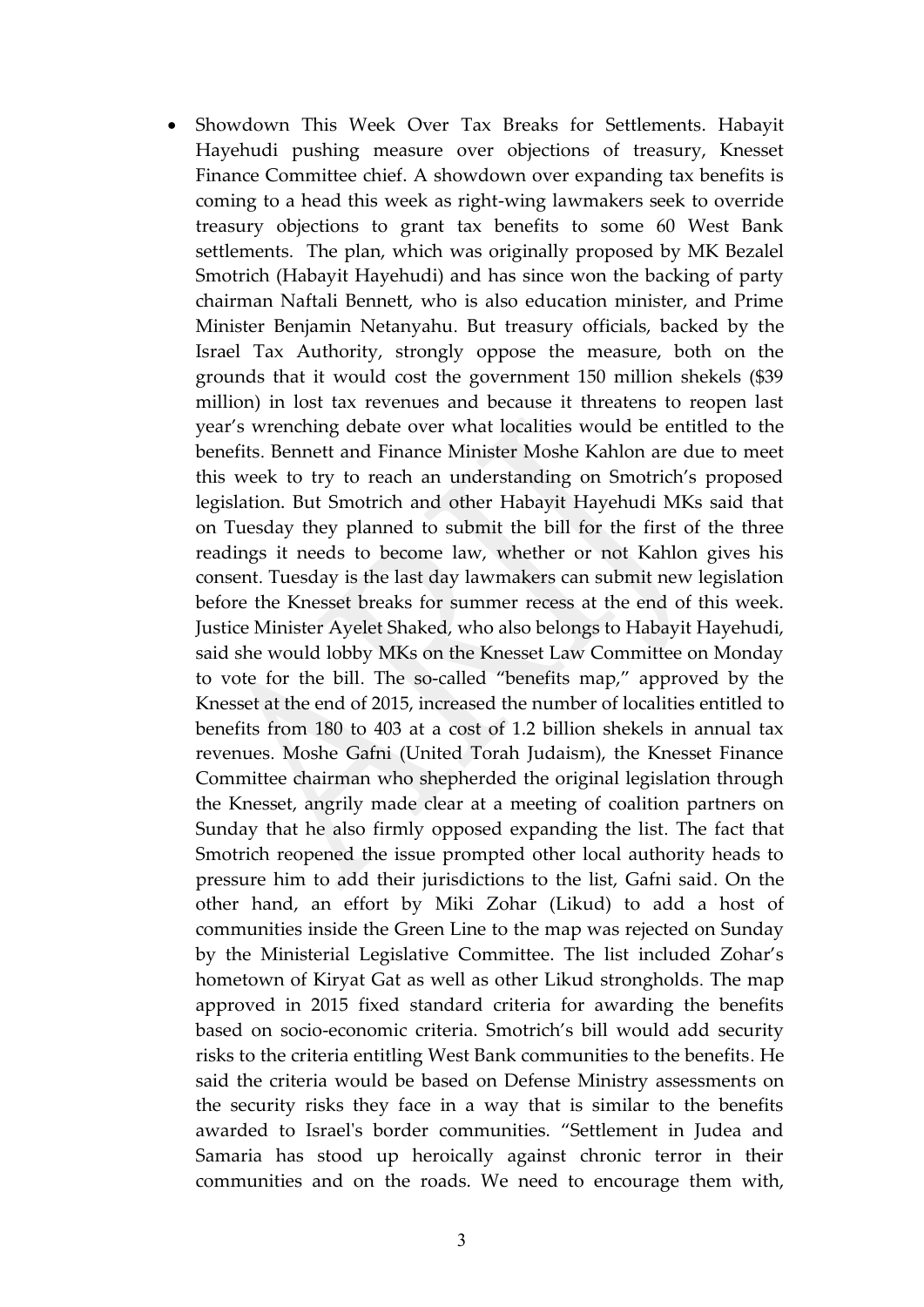- Showdown This Week Over Tax Breaks for Settlements. Habayit Hayehudi pushing measure over objections of treasury, Knesset Finance Committee chief. A showdown over expanding tax benefits is coming to a head this week as right-wing lawmakers seek to override treasury objections to grant tax benefits to some 60 West Bank settlements. The plan, which was originally proposed by MK Bezalel Smotrich (Habayit Hayehudi) and has since won the backing of party chairman Naftali Bennett, who is also education minister, and Prime Minister Benjamin Netanyahu. But treasury officials, backed by the Israel Tax Authority, strongly oppose the measure, both on the grounds that it would cost the government 150 million shekels ($39 million) in lost tax revenues and because it threatens to reopen last year's wrenching debate over what localities would be entitled to the benefits. Bennett and Finance Minister Moshe Kahlon are due to meet this week to try to reach an understanding on Smotrich's proposed legislation. But Smotrich and other Habayit Hayehudi MKs said that on Tuesday they planned to submit the bill for the first of the three readings it needs to become law, whether or not Kahlon gives his consent. Tuesday is the last day lawmakers can submit new legislation before the Knesset breaks for summer recess at the end of this week. Justice Minister Ayelet Shaked, who also belongs to Habayit Hayehudi, said she would lobby MKs on the Knesset Law Committee on Monday to vote for the bill. The so-called "benefits map," approved by the Knesset at the end of 2015, increased the number of localities entitled to benefits from 180 to 403 at a cost of 1.2 billion shekels in annual tax revenues. Moshe Gafni (United Torah Judaism), the Knesset Finance Committee chairman who shepherded the original legislation through the Knesset, angrily made clear at a meeting of coalition partners on Sunday that he also firmly opposed expanding the list. The fact that Smotrich reopened the issue prompted other local authority heads to pressure him to add their jurisdictions to the list, Gafni said. On the other hand, an effort by Miki Zohar (Likud) to add a host of communities inside the Green Line to the map was rejected on Sunday by the Ministerial Legislative Committee. The list included Zohar's hometown of Kiryat Gat as well as other Likud strongholds. The map approved in 2015 fixed standard criteria for awarding the benefits based on socio-economic criteria. Smotrich's bill would add security risks to the criteria entitling West Bank communities to the benefits. He said the criteria would be based on Defense Ministry assessments on the security risks they face in a way that is similar to the benefits awarded to Israel's border communities. "Settlement in Judea and Samaria has stood up heroically against chronic terror in their communities and on the roads. We need to encourage them with,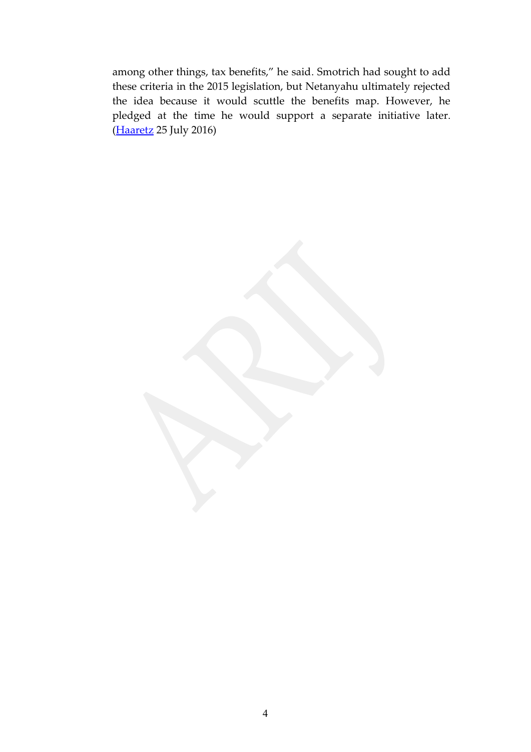among other things, tax benefits," he said. Smotrich had sought to add these criteria in the 2015 legislation, but Netanyahu ultimately rejected the idea because it would scuttle the benefits map. However, he pledged at the time he would support a separate initiative later. (Haaretz 25 July 2016)